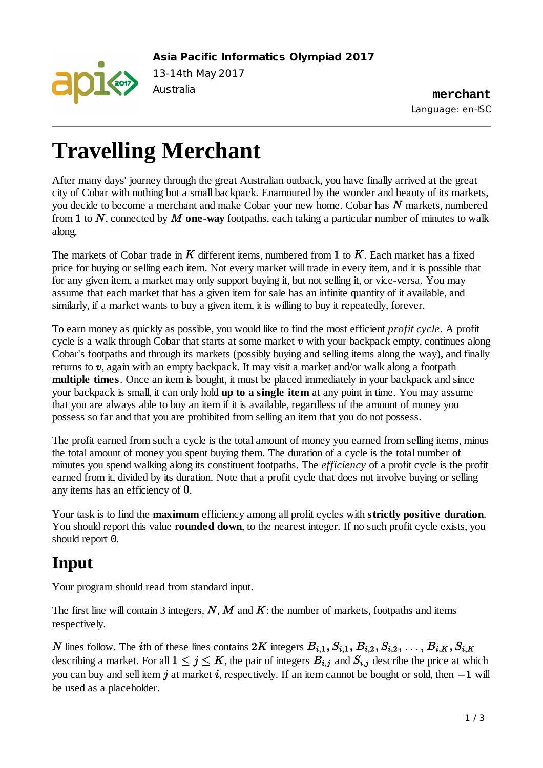**Asia Pacific Informatics Olympiad 2017**
13-14th May 2017
Australia

**merchant**
Language: en-ISC

# Travelling Merchant

After many days' journey through the great Australian outback, you have finally arrived at the great city of Cobar with nothing but a small backpack. Enamoured by the wonder and beauty of its markets, you decide to become a merchant and make Cobar your new home. Cobar has $N$ markets, numbered from $1$ to $N$, connected by $M$ **one-way** footpaths, each taking a particular number of minutes to walk along.

The markets of Cobar trade in $K$ different items, numbered from $1$ to $K$. Each market has a fixed price for buying or selling each item. Not every market will trade in every item, and it is possible that for any given item, a market may only support buying it, but not selling it, or vice-versa. You may assume that each market that has a given item for sale has an infinite quantity of it available, and similarly, if a market wants to buy a given item, it is willing to buy it repeatedly, forever.

To earn money as quickly as possible, you would like to find the most efficient *profit cycle*. A profit cycle is a walk through Cobar that starts at some market $v$ with your backpack empty, continues along Cobar's footpaths and through its markets (possibly buying and selling items along the way), and finally returns to $v$, again with an empty backpack. It may visit a market and/or walk along a footpath **multiple times**. Once an item is bought, it must be placed immediately in your backpack and since your backpack is small, it can only hold **up to a single item** at any point in time. You may assume that you are always able to buy an item if it is available, regardless of the amount of money you possess so far and that you are prohibited from selling an item that you do not possess.

The profit earned from such a cycle is the total amount of money you earned from selling items, minus the total amount of money you spent buying them. The duration of a cycle is the total number of minutes you spend walking along its constituent footpaths. The *efficiency* of a profit cycle is the profit earned from it, divided by its duration. Note that a profit cycle that does not involve buying or selling any items has an efficiency of $0$.

Your task is to find the **maximum** efficiency among all profit cycles with **strictly positive duration**. You should report this value **rounded down**, to the nearest integer. If no such profit cycle exists, you should report `0`.

## Input

Your program should read from standard input.

The first line will contain 3 integers, $N$, $M$ and $K$: the number of markets, footpaths and items respectively.

$N$ lines follow. The $i$th of these lines contains $2K$ integers $B_{i,1}, S_{i,1}, B_{i,2}, S_{i,2}, \ldots, B_{i,K}, S_{i,K}$ describing a market. For all $1 \leq j \leq K$, the pair of integers $B_{i,j}$ and $S_{i,j}$ describe the price at which you can buy and sell item $j$ at market $i$, respectively. If an item cannot be bought or sold, then $-1$ will be used as a placeholder.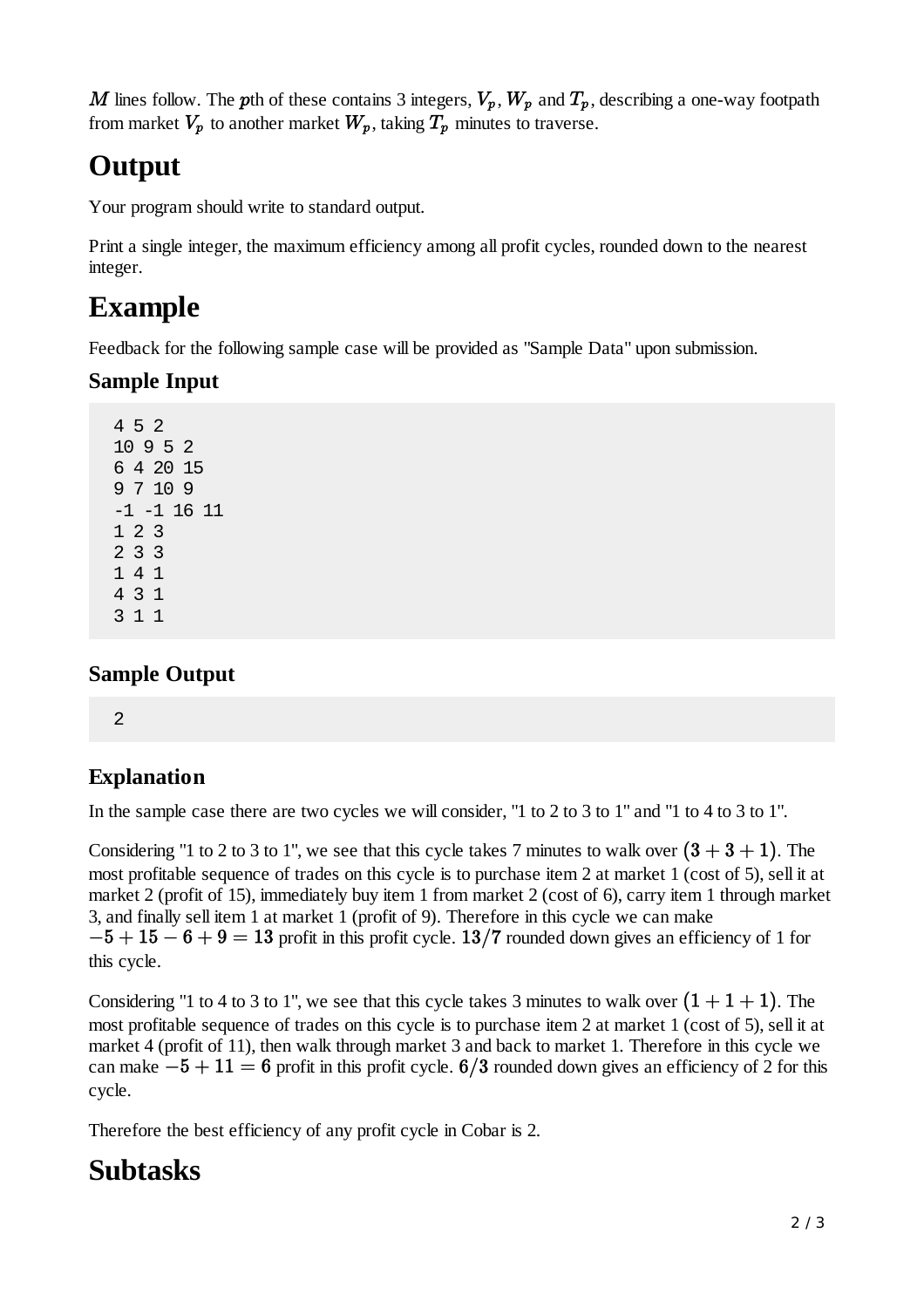$M$ lines follow. The $p$th of these contains 3 integers, $V_p$, $W_p$ and $T_p$, describing a one-way footpath from market $V_p$ to another market $W_p$, taking $T_p$ minutes to traverse.

# Output

Your program should write to standard output.

Print a single integer, the maximum efficiency among all profit cycles, rounded down to the nearest integer.

# Example

Feedback for the following sample case will be provided as "Sample Data" upon submission.

### Sample Input

```
4 5 2
10 9 5 2
6 4 20 15
9 7 10 9
-1 -1 16 11
1 2 3
2 3 3
1 4 1
4 3 1
3 1 1
```

### Sample Output

```
2
```

### Explanation

In the sample case there are two cycles we will consider, "1 to 2 to 3 to 1" and "1 to 4 to 3 to 1".

Considering "1 to 2 to 3 to 1", we see that this cycle takes 7 minutes to walk over $(3 + 3 + 1)$. The most profitable sequence of trades on this cycle is to purchase item 2 at market 1 (cost of 5), sell it at market 2 (profit of 15), immediately buy item 1 from market 2 (cost of 6), carry item 1 through market 3, and finally sell item 1 at market 1 (profit of 9). Therefore in this cycle we can make $-5 + 15 - 6 + 9 = 13$ profit in this profit cycle. $13/7$ rounded down gives an efficiency of 1 for this cycle.

Considering "1 to 4 to 3 to 1", we see that this cycle takes 3 minutes to walk over $(1 + 1 + 1)$. The most profitable sequence of trades on this cycle is to purchase item 2 at market 1 (cost of 5), sell it at market 4 (profit of 11), then walk through market 3 and back to market 1. Therefore in this cycle we can make $-5 + 11 = 6$ profit in this profit cycle. $6/3$ rounded down gives an efficiency of 2 for this cycle.

Therefore the best efficiency of any profit cycle in Cobar is 2.

# Subtasks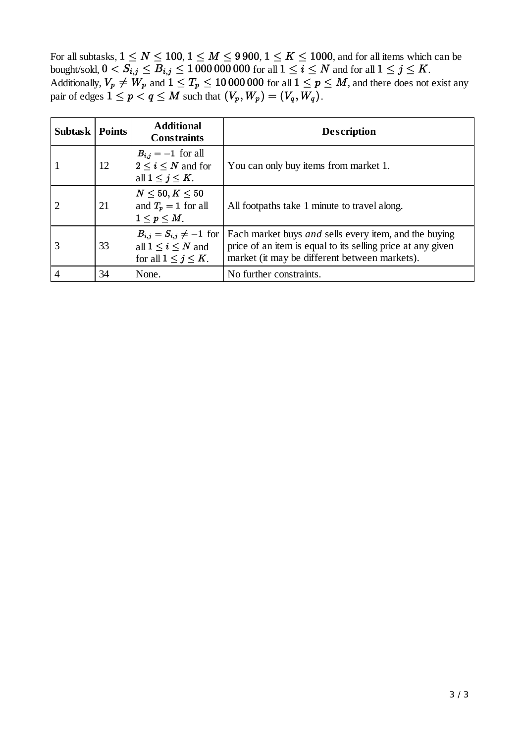For all subtasks, $1 \leq N \leq 100$, $1 \leq M \leq 9\,900$, $1 \leq K \leq 1000$, and for all items which can be bought/sold, $0 < S_{i,j} \leq B_{i,j} \leq 1\,000\,000\,000$ for all $1 \leq i \leq N$ and for all $1 \leq j \leq K$. Additionally, $V_p \neq W_p$ and $1 \leq T_p \leq 10\,000\,000$ for all $1 \leq p \leq M$, and there does not exist any pair of edges $1 \leq p < q \leq M$ such that $(V_p, W_p) = (V_q, W_q)$.

| Subtask | Points | Additional Constraints | Description |
|---|---|---|---|
| 1 | 12 | $B_{i,j} = -1$ for all $2 \leq i \leq N$ and for all $1 \leq j \leq K$. | You can only buy items from market 1. |
| 2 | 21 | $N \leq 50, K \leq 50$ and $T_p = 1$ for all $1 \leq p \leq M$. | All footpaths take 1 minute to travel along. |
| 3 | 33 | $B_{i,j} = S_{i,j} \neq -1$ for all $1 \leq i \leq N$ and for all $1 \leq j \leq K$. | Each market buys *and* sells every item, and the buying price of an item is equal to its selling price at any given market (it may be different between markets). |
| 4 | 34 | None. | No further constraints. |